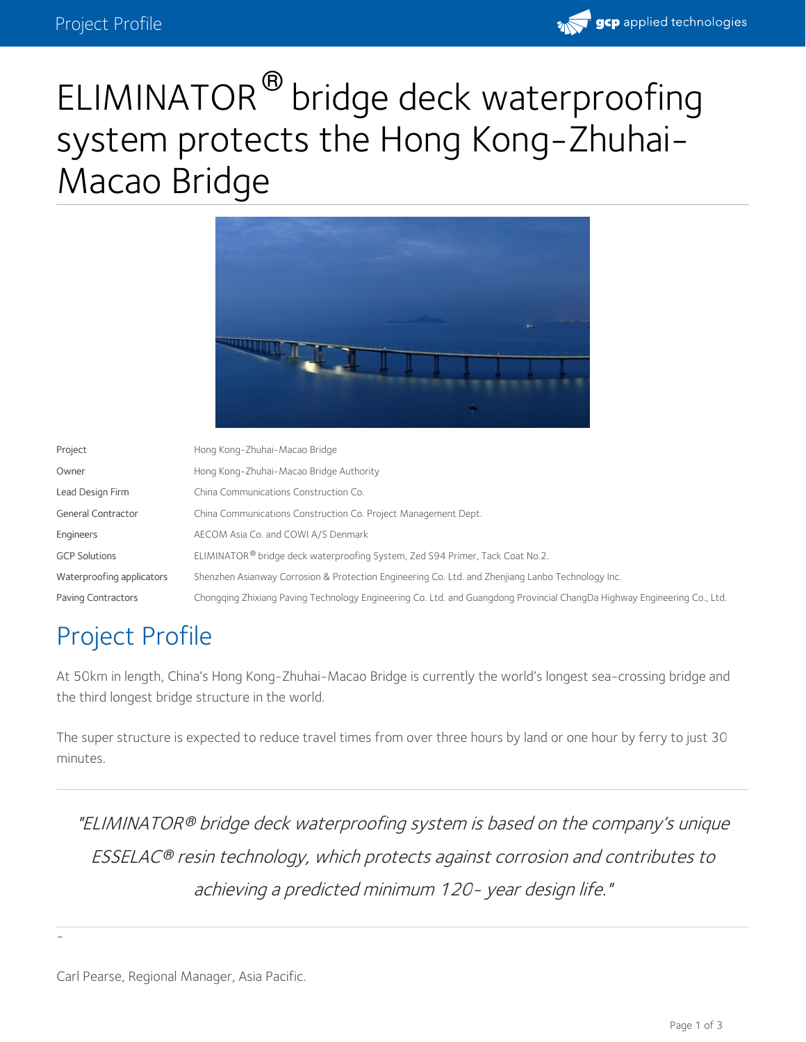# ELIMINATOR® bridge deck waterproofing system protects the Hong Kong-Zhuhai-Macao Bridge

| | |
|---|---|
| Project | Hong Kong-Zhuhai-Macao Bridge |
| Owner | Hong Kong-Zhuhai-Macao Bridge Authority |
| Lead Design Firm | China Communications Construction Co. |
| General Contractor | China Communications Construction Co. Project Management Dept. |
| Engineers | AECOM Asia Co. and COWI A/S Denmark |
| GCP Solutions | ELIMINATOR® bridge deck waterproofing System, Zed S94 Primer, Tack Coat No.2. |
| Waterproofing applicators | Shenzhen Asianway Corrosion & Protection Engineering Co. Ltd. and Zhenjiang Lanbo Technology Inc. |
| Paving Contractors | Chongqing Zhixiang Paving Technology Engineering Co. Ltd. and Guangdong Provincial ChangDa Highway Engineering Co., Ltd. |

## Project Profile

At 50km in length, China's Hong Kong-Zhuhai-Macao Bridge is currently the world's longest sea-crossing bridge and the third longest bridge structure in the world.

The super structure is expected to reduce travel times from over three hours by land or one hour by ferry to just 30 minutes.

---

*"ELIMINATOR® bridge deck waterproofing system is based on the company's unique ESSELAC® resin technology, which protects against corrosion and contributes to achieving a predicted minimum 120- year design life."*

---

-

Carl Pearse, Regional Manager, Asia Pacific.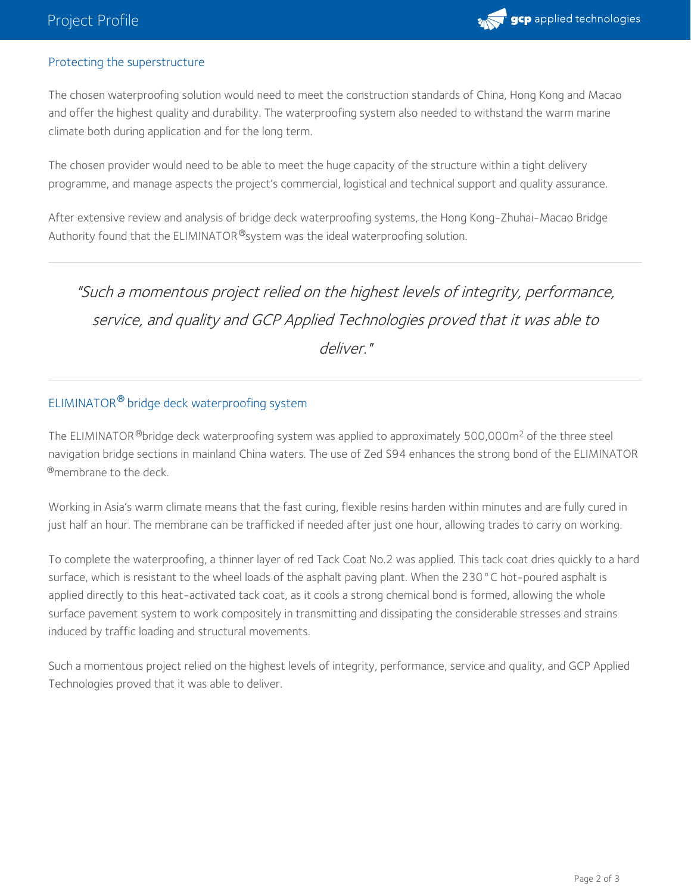## Protecting the superstructure

The chosen waterproofing solution would need to meet the construction standards of China, Hong Kong and Macao and offer the highest quality and durability. The waterproofing system also needed to withstand the warm marine climate both during application and for the long term.

The chosen provider would need to be able to meet the huge capacity of the structure within a tight delivery programme, and manage aspects the project's commercial, logistical and technical support and quality assurance.

After extensive review and analysis of bridge deck waterproofing systems, the Hong Kong-Zhuhai-Macao Bridge Authority found that the ELIMINATOR®system was the ideal waterproofing solution.

---

> *"Such a momentous project relied on the highest levels of integrity, performance, service, and quality and GCP Applied Technologies proved that it was able to deliver."*

---

## ELIMINATOR® bridge deck waterproofing system

The ELIMINATOR®bridge deck waterproofing system was applied to approximately 500,000m² of the three steel navigation bridge sections in mainland China waters. The use of Zed S94 enhances the strong bond of the ELIMINATOR®membrane to the deck.

Working in Asia's warm climate means that the fast curing, flexible resins harden within minutes and are fully cured in just half an hour. The membrane can be trafficked if needed after just one hour, allowing trades to carry on working.

To complete the waterproofing, a thinner layer of red Tack Coat No.2 was applied. This tack coat dries quickly to a hard surface, which is resistant to the wheel loads of the asphalt paving plant. When the 230°C hot-poured asphalt is applied directly to this heat-activated tack coat, as it cools a strong chemical bond is formed, allowing the whole surface pavement system to work compositely in transmitting and dissipating the considerable stresses and strains induced by traffic loading and structural movements.

Such a momentous project relied on the highest levels of integrity, performance, service and quality, and GCP Applied Technologies proved that it was able to deliver.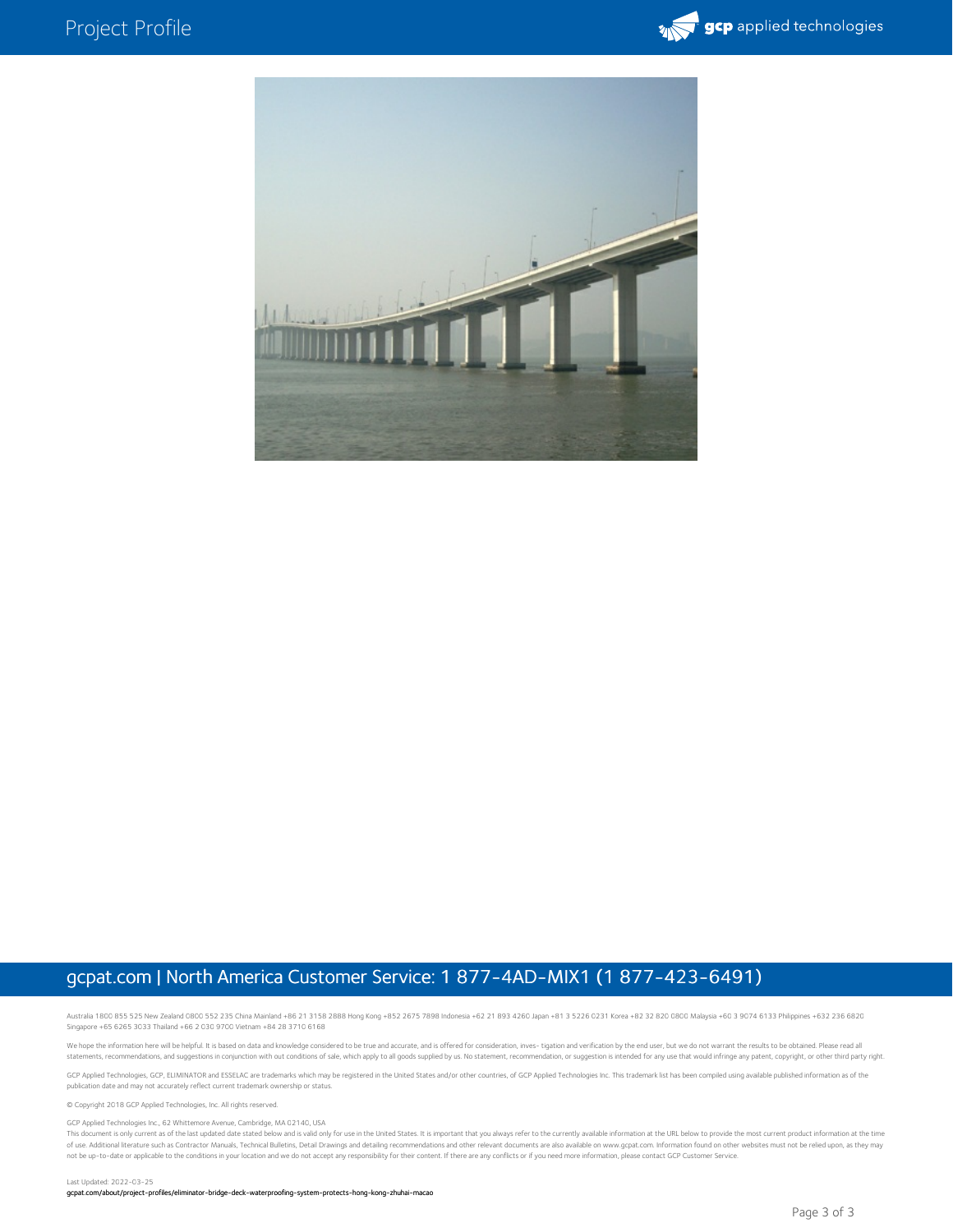gcpat.com | North America Customer Service: 1 877-4AD-MIX1 (1 877-423-6491)

Australia 1800 855 525 New Zealand 0800 552 235 China Mainland +86 21 3158 2888 Hong Kong +852 2675 7898 Indonesia +62 21 893 4260 Japan +81 3 5226 0231 Korea +82 32 820 0800 Malaysia +60 3 9074 6133 Philippines +632 236 6820 Singapore +65 6265 3033 Thailand +66 2 030 9700 Vietnam +84 28 3710 6168

We hope the information here will be helpful. It is based on data and knowledge considered to be true and accurate, and is offered for consideration, inves- tigation and verification by the end user, but we do not warrant the results to be obtained. Please read all statements, recommendations, and suggestions in conjunction with out conditions of sale, which apply to all goods supplied by us. No statement, recommendation, or suggestion is intended for any use that would infringe any patent, copyright, or other third party right.

GCP Applied Technologies, GCP, ELIMINATOR and ESSELAC are trademarks which may be registered in the United States and/or other countries, of GCP Applied Technologies Inc. This trademark list has been compiled using available published information as of the publication date and may not accurately reflect current trademark ownership or status.

© Copyright 2018 GCP Applied Technologies, Inc. All rights reserved.

GCP Applied Technologies Inc., 62 Whittemore Avenue, Cambridge, MA 02140, USA

This document is only current as of the last updated date stated below and is valid only for use in the United States. It is important that you always refer to the currently available information at the URL below to provide the most current product information at the time of use. Additional literature such as Contractor Manuals, Technical Bulletins, Detail Drawings and detailing recommendations and other relevant documents are also available on www.gcpat.com. Information found on other websites must not be relied upon, as they may not be up-to-date or applicable to the conditions in your location and we do not accept any responsibility for their content. If there are any conflicts or if you need more information, please contact GCP Customer Service.

Last Updated: 2022-03-25

gcpat.com/about/project-profiles/eliminator-bridge-deck-waterproofing-system-protects-hong-kong-zhuhai-macao